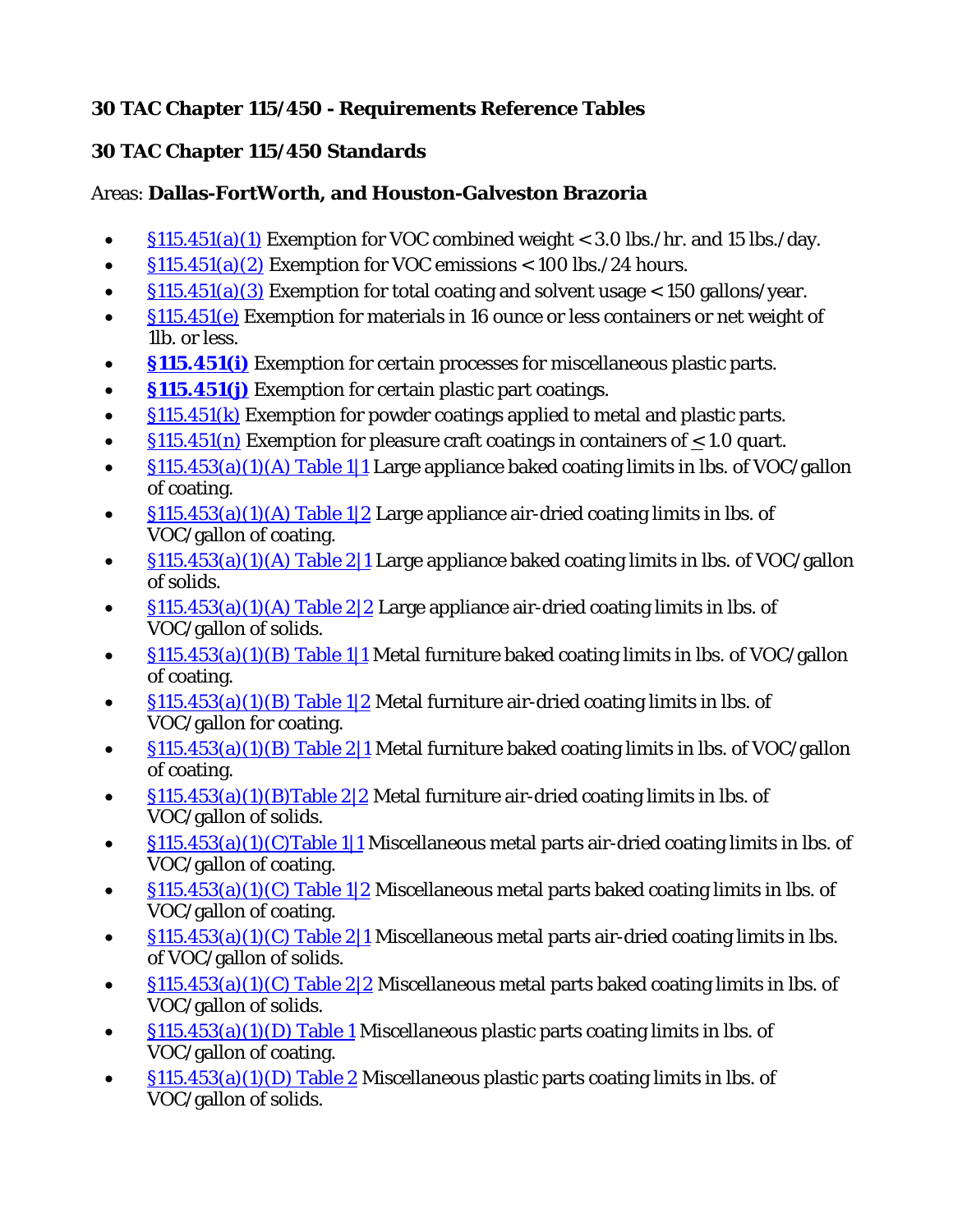**30 TAC Chapter 115/450 - Requirements Reference Tables**

**30 TAC Chapter 115/450 Standards**

Areas: **Dallas-FortWorth, and Houston-Galveston Brazoria**

- §115.451(a)(1) Exemption for VOC combined weight < 3.0 lbs./hr. and 15 lbs./day.
- §115.451(a)(2) Exemption for VOC emissions < 100 lbs./24 hours.
- §115.451(a)(3) Exemption for total coating and solvent usage < 150 gallons/year.
- §115.451(e) Exemption for materials in 16 ounce or less containers or net weight of 1lb. or less.
- **§115.451(i)** Exemption for certain processes for miscellaneous plastic parts.
- **§115.451(j)** Exemption for certain plastic part coatings.
- §115.451(k) Exemption for powder coatings applied to metal and plastic parts.
- §115.451(n) Exemption for pleasure craft coatings in containers of ≤ 1.0 quart.
- §115.453(a)(1)(A) Table 1|1 Large appliance baked coating limits in lbs. of VOC/gallon of coating.
- §115.453(a)(1)(A) Table 1|2 Large appliance air-dried coating limits in lbs. of VOC/gallon of coating.
- §115.453(a)(1)(A) Table 2|1 Large appliance baked coating limits in lbs. of VOC/gallon of solids.
- §115.453(a)(1)(A) Table 2|2 Large appliance air-dried coating limits in lbs. of VOC/gallon of solids.
- §115.453(a)(1)(B) Table 1|1 Metal furniture baked coating limits in lbs. of VOC/gallon of coating.
- §115.453(a)(1)(B) Table 1|2 Metal furniture air-dried coating limits in lbs. of VOC/gallon for coating.
- §115.453(a)(1)(B) Table 2|1 Metal furniture baked coating limits in lbs. of VOC/gallon of coating.
- §115.453(a)(1)(B)Table 2|2 Metal furniture air-dried coating limits in lbs. of VOC/gallon of solids.
- §115.453(a)(1)(C)Table 1|1 Miscellaneous metal parts air-dried coating limits in lbs. of VOC/gallon of coating.
- §115.453(a)(1)(C) Table 1|2 Miscellaneous metal parts baked coating limits in lbs. of VOC/gallon of coating.
- §115.453(a)(1)(C) Table 2|1 Miscellaneous metal parts air-dried coating limits in lbs. of VOC/gallon of solids.
- §115.453(a)(1)(C) Table 2|2 Miscellaneous metal parts baked coating limits in lbs. of VOC/gallon of solids.
- §115.453(a)(1)(D) Table 1 Miscellaneous plastic parts coating limits in lbs. of VOC/gallon of coating.
- §115.453(a)(1)(D) Table 2 Miscellaneous plastic parts coating limits in lbs. of VOC/gallon of solids.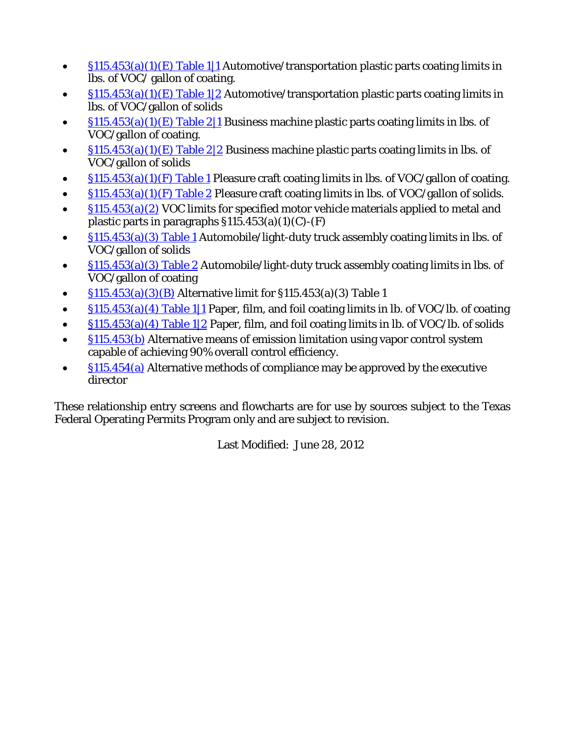- §115.453(a)(1)(E) Table 1|1 Automotive/transportation plastic parts coating limits in lbs. of VOC/ gallon of coating.
- §115.453(a)(1)(E) Table 1|2 Automotive/transportation plastic parts coating limits in lbs. of VOC/gallon of solids
- §115.453(a)(1)(E) Table 2|1 Business machine plastic parts coating limits in lbs. of VOC/gallon of coating.
- §115.453(a)(1)(E) Table 2|2 Business machine plastic parts coating limits in lbs. of VOC/gallon of solids
- §115.453(a)(1)(F) Table 1 Pleasure craft coating limits in lbs. of VOC/gallon of coating.
- §115.453(a)(1)(F) Table 2 Pleasure craft coating limits in lbs. of VOC/gallon of solids.
- §115.453(a)(2) VOC limits for specified motor vehicle materials applied to metal and plastic parts in paragraphs §115.453(a)(1)(C)-(F)
- §115.453(a)(3) Table 1 Automobile/light-duty truck assembly coating limits in lbs. of VOC/gallon of solids
- §115.453(a)(3) Table 2 Automobile/light-duty truck assembly coating limits in lbs. of VOC/gallon of coating
- §115.453(a)(3)(B) Alternative limit for §115.453(a)(3) Table 1
- §115.453(a)(4) Table 1|1 Paper, film, and foil coating limits in lb. of VOC/lb. of coating
- §115.453(a)(4) Table 1|2 Paper, film, and foil coating limits in lb. of VOC/lb. of solids
- §115.453(b) Alternative means of emission limitation using vapor control system capable of achieving 90% overall control efficiency.
- §115.454(a) Alternative methods of compliance may be approved by the executive director

These relationship entry screens and flowcharts are for use by sources subject to the Texas Federal Operating Permits Program only and are subject to revision.

Last Modified: June 28, 2012